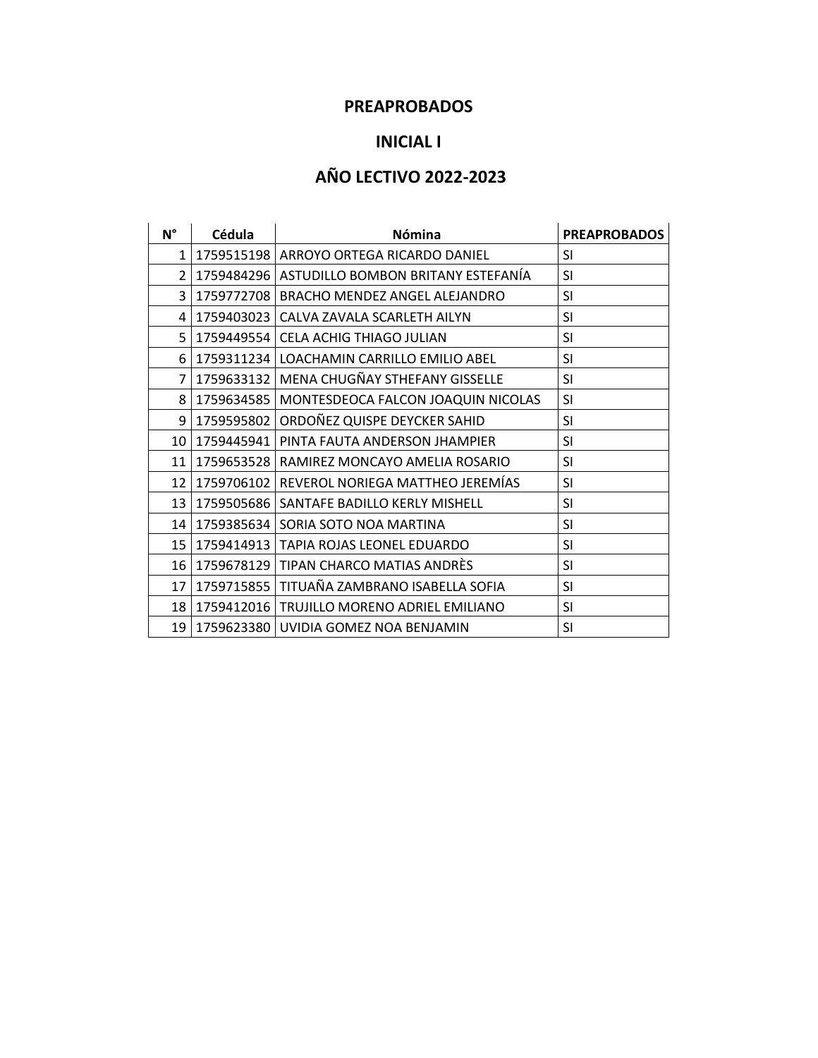# PREAPROBADOS

# INICIAL I

# AÑO LECTIVO 2022-2023

| N° | Cédula | Nómina | PREAPROBADOS |
|---|---|---|---|
| 1 | 1759515198 | ARROYO ORTEGA RICARDO DANIEL | SI |
| 2 | 1759484296 | ASTUDILLO BOMBON BRITANY ESTEFANÍA | SI |
| 3 | 1759772708 | BRACHO MENDEZ ANGEL ALEJANDRO | SI |
| 4 | 1759403023 | CALVA ZAVALA SCARLETH AILYN | SI |
| 5 | 1759449554 | CELA ACHIG THIAGO JULIAN | SI |
| 6 | 1759311234 | LOACHAMIN CARRILLO EMILIO ABEL | SI |
| 7 | 1759633132 | MENA CHUGÑAY STHEFANY GISSELLE | SI |
| 8 | 1759634585 | MONTESDEOCA FALCON JOAQUIN NICOLAS | SI |
| 9 | 1759595802 | ORDOÑEZ QUISPE DEYCKER SAHID | SI |
| 10 | 1759445941 | PINTA FAUTA ANDERSON JHAMPIER | SI |
| 11 | 1759653528 | RAMIREZ MONCAYO AMELIA ROSARIO | SI |
| 12 | 1759706102 | REVEROL NORIEGA MATTHEO JEREMÍAS | SI |
| 13 | 1759505686 | SANTAFE BADILLO KERLY MISHELL | SI |
| 14 | 1759385634 | SORIA SOTO NOA MARTINA | SI |
| 15 | 1759414913 | TAPIA ROJAS LEONEL EDUARDO | SI |
| 16 | 1759678129 | TIPAN CHARCO MATIAS ANDRÈS | SI |
| 17 | 1759715855 | TITUAÑA ZAMBRANO ISABELLA SOFIA | SI |
| 18 | 1759412016 | TRUJILLO MORENO ADRIEL EMILIANO | SI |
| 19 | 1759623380 | UVIDIA GOMEZ NOA BENJAMIN | SI |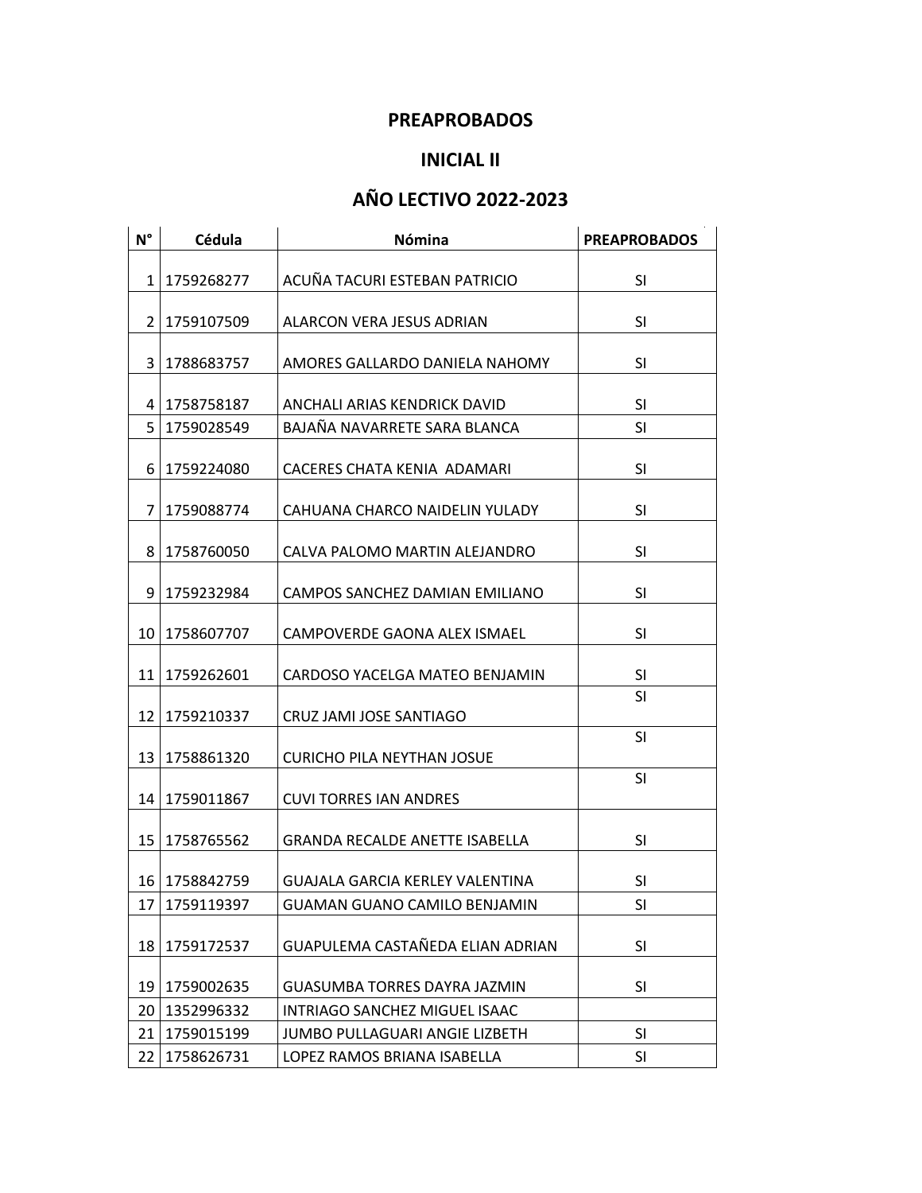**PREAPROBADOS**

**INICIAL II**

**AÑO LECTIVO 2022-2023**

| N° | Cédula | Nómina | PREAPROBADOS |
|---|---|---|---|
| 1 | 1759268277 | ACUÑA TACURI ESTEBAN PATRICIO | SI |
| 2 | 1759107509 | ALARCON VERA JESUS ADRIAN | SI |
| 3 | 1788683757 | AMORES GALLARDO DANIELA NAHOMY | SI |
| 4 | 1758758187 | ANCHALI ARIAS KENDRICK DAVID | SI |
| 5 | 1759028549 | BAJAÑA NAVARRETE SARA BLANCA | SI |
| 6 | 1759224080 | CACERES CHATA KENIA ADAMARI | SI |
| 7 | 1759088774 | CAHUANA CHARCO NAIDELIN YULADY | SI |
| 8 | 1758760050 | CALVA PALOMO MARTIN ALEJANDRO | SI |
| 9 | 1759232984 | CAMPOS SANCHEZ DAMIAN EMILIANO | SI |
| 10 | 1758607707 | CAMPOVERDE GAONA ALEX ISMAEL | SI |
| 11 | 1759262601 | CARDOSO YACELGA MATEO BENJAMIN | SI |
| 12 | 1759210337 | CRUZ JAMI JOSE SANTIAGO | SI |
| 13 | 1758861320 | CURICHO PILA NEYTHAN JOSUE | SI |
| 14 | 1759011867 | CUVI TORRES IAN ANDRES | SI |
| 15 | 1758765562 | GRANDA RECALDE ANETTE ISABELLA | SI |
| 16 | 1758842759 | GUAJALA GARCIA KERLEY VALENTINA | SI |
| 17 | 1759119397 | GUAMAN GUANO CAMILO BENJAMIN | SI |
| 18 | 1759172537 | GUAPULEMA CASTAÑEDA ELIAN ADRIAN | SI |
| 19 | 1759002635 | GUASUMBA TORRES DAYRA JAZMIN | SI |
| 20 | 1352996332 | INTRIAGO SANCHEZ MIGUEL ISAAC | |
| 21 | 1759015199 | JUMBO PULLAGUARI ANGIE LIZBETH | SI |
| 22 | 1758626731 | LOPEZ RAMOS BRIANA ISABELLA | SI |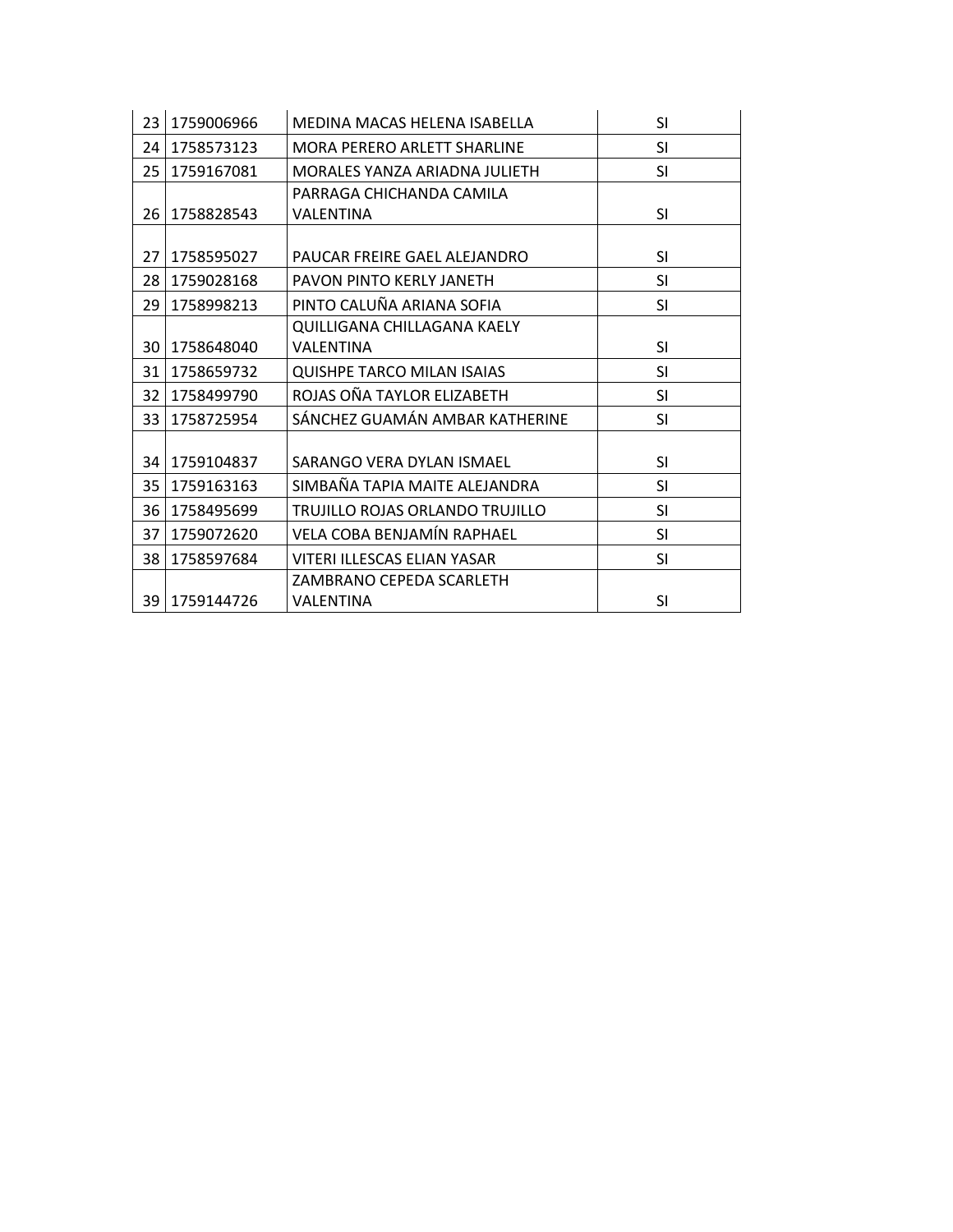| 23 | 1759006966 | MEDINA MACAS HELENA ISABELLA | SI |
|---|---|---|---|
| 24 | 1758573123 | MORA PERERO ARLETT SHARLINE | SI |
| 25 | 1759167081 | MORALES YANZA ARIADNA JULIETH | SI |
| 26 | 1758828543 | PARRAGA CHICHANDA CAMILA VALENTINA | SI |
| 27 | 1758595027 | PAUCAR FREIRE GAEL ALEJANDRO | SI |
| 28 | 1759028168 | PAVON PINTO KERLY JANETH | SI |
| 29 | 1758998213 | PINTO CALUÑA ARIANA SOFIA | SI |
| 30 | 1758648040 | QUILLIGANA CHILLAGANA KAELY VALENTINA | SI |
| 31 | 1758659732 | QUISHPE TARCO MILAN ISAIAS | SI |
| 32 | 1758499790 | ROJAS OÑA TAYLOR ELIZABETH | SI |
| 33 | 1758725954 | SÁNCHEZ GUAMÁN AMBAR KATHERINE | SI |
| 34 | 1759104837 | SARANGO VERA DYLAN ISMAEL | SI |
| 35 | 1759163163 | SIMBAÑA TAPIA MAITE ALEJANDRA | SI |
| 36 | 1758495699 | TRUJILLO ROJAS ORLANDO TRUJILLO | SI |
| 37 | 1759072620 | VELA COBA BENJAMÍN RAPHAEL | SI |
| 38 | 1758597684 | VITERI ILLESCAS ELIAN YASAR | SI |
| 39 | 1759144726 | ZAMBRANO CEPEDA SCARLETH VALENTINA | SI |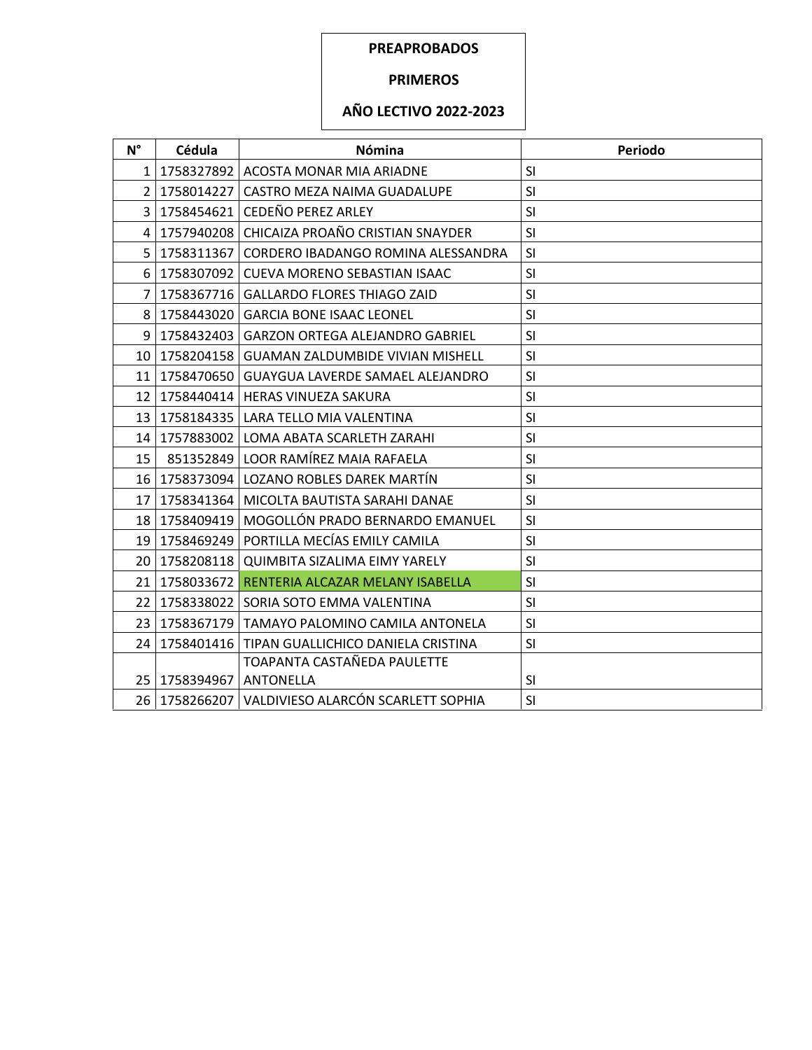**PREAPROBADOS**

**PRIMEROS**

**AÑO LECTIVO 2022-2023**

| N° | Cédula | Nómina | Periodo |
|---|---|---|---|
| 1 | 1758327892 | ACOSTA MONAR MIA ARIADNE | SI |
| 2 | 1758014227 | CASTRO MEZA NAIMA GUADALUPE | SI |
| 3 | 1758454621 | CEDEÑO PEREZ ARLEY | SI |
| 4 | 1757940208 | CHICAIZA PROAÑO CRISTIAN SNAYDER | SI |
| 5 | 1758311367 | CORDERO IBADANGO ROMINA ALESSANDRA | SI |
| 6 | 1758307092 | CUEVA MORENO SEBASTIAN ISAAC | SI |
| 7 | 1758367716 | GALLARDO FLORES THIAGO ZAID | SI |
| 8 | 1758443020 | GARCIA BONE ISAAC LEONEL | SI |
| 9 | 1758432403 | GARZON ORTEGA ALEJANDRO GABRIEL | SI |
| 10 | 1758204158 | GUAMAN ZALDUMBIDE VIVIAN MISHELL | SI |
| 11 | 1758470650 | GUAYGUA LAVERDE SAMAEL ALEJANDRO | SI |
| 12 | 1758440414 | HERAS VINUEZA SAKURA | SI |
| 13 | 1758184335 | LARA TELLO MIA VALENTINA | SI |
| 14 | 1757883002 | LOMA ABATA SCARLETH ZARAHI | SI |
| 15 | 851352849 | LOOR RAMÍREZ MAIA RAFAELA | SI |
| 16 | 1758373094 | LOZANO ROBLES DAREK MARTÍN | SI |
| 17 | 1758341364 | MICOLTA BAUTISTA SARAHI DANAE | SI |
| 18 | 1758409419 | MOGOLLÓN PRADO BERNARDO EMANUEL | SI |
| 19 | 1758469249 | PORTILLA MECÍAS EMILY CAMILA | SI |
| 20 | 1758208118 | QUIMBITA SIZALIMA EIMY YARELY | SI |
| 21 | 1758033672 | RENTERIA ALCAZAR MELANY ISABELLA | SI |
| 22 | 1758338022 | SORIA SOTO EMMA VALENTINA | SI |
| 23 | 1758367179 | TAMAYO PALOMINO CAMILA ANTONELA | SI |
| 24 | 1758401416 | TIPAN GUALLICHICO DANIELA CRISTINA | SI |
| 25 | 1758394967 | TOAPANTA CASTAÑEDA PAULETTE ANTONELLA | SI |
| 26 | 1758266207 | VALDIVIESO ALARCÓN SCARLETT SOPHIA | SI |